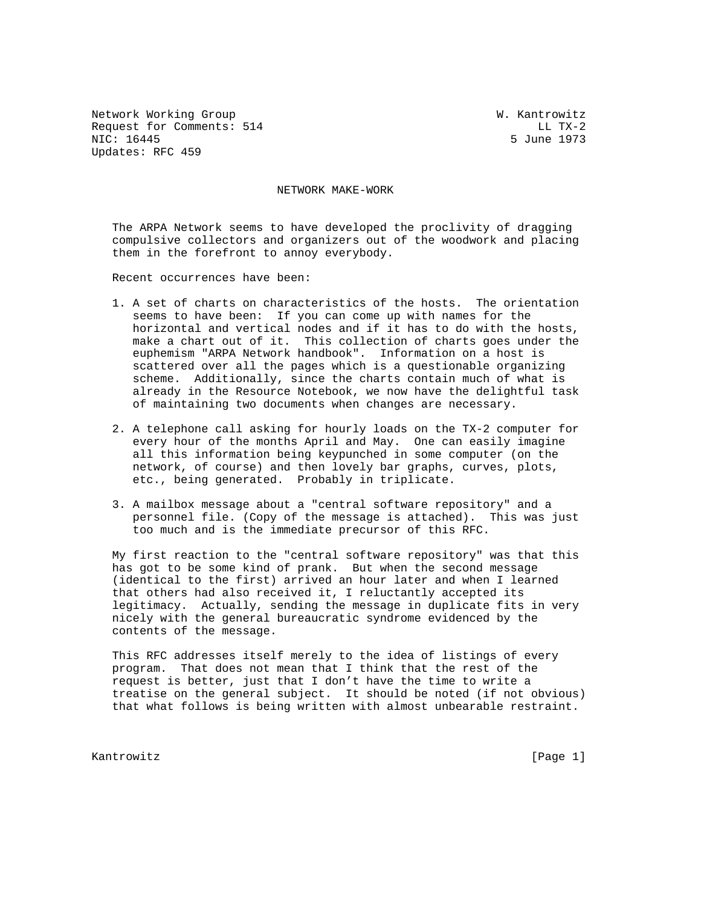Network Working Group W. Kantrowitz
Request for Comments: 514 LL TX-2
NIC: 16445 5 June 1973
Updates: RFC 459

# NETWORK MAKE-WORK

The ARPA Network seems to have developed the proclivity of dragging compulsive collectors and organizers out of the woodwork and placing them in the forefront to annoy everybody.

Recent occurrences have been:

1. A set of charts on characteristics of the hosts. The orientation seems to have been: If you can come up with names for the horizontal and vertical nodes and if it has to do with the hosts, make a chart out of it. This collection of charts goes under the euphemism "ARPA Network handbook". Information on a host is scattered over all the pages which is a questionable organizing scheme. Additionally, since the charts contain much of what is already in the Resource Notebook, we now have the delightful task of maintaining two documents when changes are necessary.

2. A telephone call asking for hourly loads on the TX-2 computer for every hour of the months April and May. One can easily imagine all this information being keypunched in some computer (on the network, of course) and then lovely bar graphs, curves, plots, etc., being generated. Probably in triplicate.

3. A mailbox message about a "central software repository" and a personnel file. (Copy of the message is attached). This was just too much and is the immediate precursor of this RFC.

My first reaction to the "central software repository" was that this has got to be some kind of prank. But when the second message (identical to the first) arrived an hour later and when I learned that others had also received it, I reluctantly accepted its legitimacy. Actually, sending the message in duplicate fits in very nicely with the general bureaucratic syndrome evidenced by the contents of the message.

This RFC addresses itself merely to the idea of listings of every program. That does not mean that I think that the rest of the request is better, just that I don't have the time to write a treatise on the general subject. It should be noted (if not obvious) that what follows is being written with almost unbearable restraint.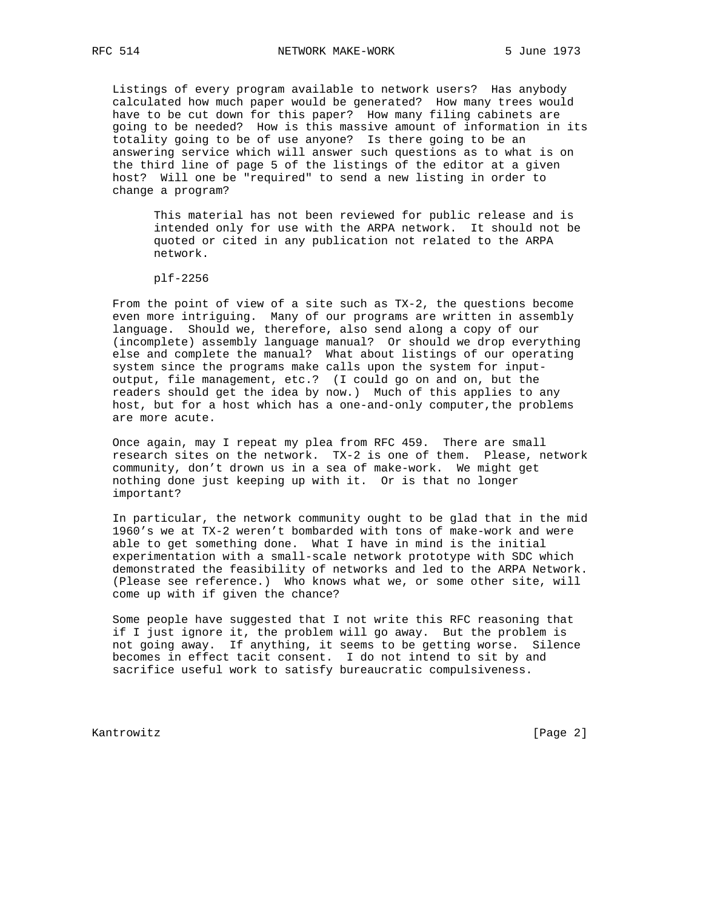Listings of every program available to network users? Has anybody calculated how much paper would be generated? How many trees would have to be cut down for this paper? How many filing cabinets are going to be needed? How is this massive amount of information in its totality going to be of use anyone? Is there going to be an answering service which will answer such questions as to what is on the third line of page 5 of the listings of the editor at a given host? Will one be "required" to send a new listing in order to change a program?

> This material has not been reviewed for public release and is intended only for use with the ARPA network. It should not be quoted or cited in any publication not related to the ARPA network.
>
> plf-2256

From the point of view of a site such as TX-2, the questions become even more intriguing. Many of our programs are written in assembly language. Should we, therefore, also send along a copy of our (incomplete) assembly language manual? Or should we drop everything else and complete the manual? What about listings of our operating system since the programs make calls upon the system for input-output, file management, etc.? (I could go on and on, but the readers should get the idea by now.) Much of this applies to any host, but for a host which has a one-and-only computer,the problems are more acute.

Once again, may I repeat my plea from RFC 459. There are small research sites on the network. TX-2 is one of them. Please, network community, don't drown us in a sea of make-work. We might get nothing done just keeping up with it. Or is that no longer important?

In particular, the network community ought to be glad that in the mid 1960's we at TX-2 weren't bombarded with tons of make-work and were able to get something done. What I have in mind is the initial experimentation with a small-scale network prototype with SDC which demonstrated the feasibility of networks and led to the ARPA Network. (Please see reference.) Who knows what we, or some other site, will come up with if given the chance?

Some people have suggested that I not write this RFC reasoning that if I just ignore it, the problem will go away. But the problem is not going away. If anything, it seems to be getting worse. Silence becomes in effect tacit consent. I do not intend to sit by and sacrifice useful work to satisfy bureaucratic compulsiveness.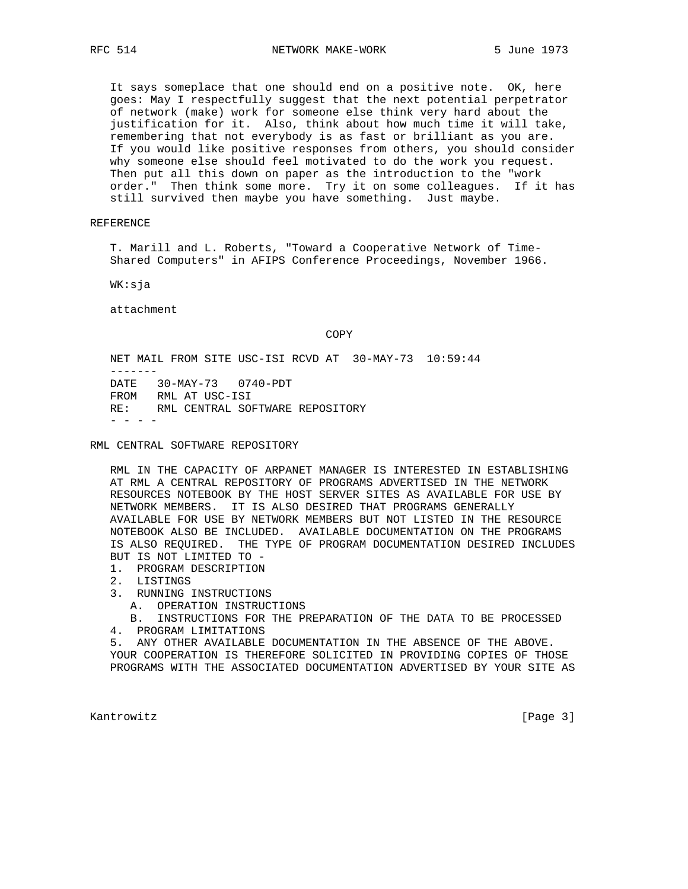It says someplace that one should end on a positive note. OK, here goes: May I respectfully suggest that the next potential perpetrator of network (make) work for someone else think very hard about the justification for it. Also, think about how much time it will take, remembering that not everybody is as fast or brilliant as you are. If you would like positive responses from others, you should consider why someone else should feel motivated to do the work you request. Then put all this down on paper as the introduction to the "work order." Then think some more. Try it on some colleagues. If it has still survived then maybe you have something. Just maybe.

## REFERENCE

T. Marill and L. Roberts, "Toward a Cooperative Network of Time-Shared Computers" in AFIPS Conference Proceedings, November 1966.

WK:sja

attachment

COPY

```
NET MAIL FROM SITE USC-ISI RCVD AT  30-MAY-73  10:59:44
-------
DATE   30-MAY-73   0740-PDT
FROM   RML AT USC-ISI
RE:    RML CENTRAL SOFTWARE REPOSITORY
- - - -
```

## RML CENTRAL SOFTWARE REPOSITORY

RML IN THE CAPACITY OF ARPANET MANAGER IS INTERESTED IN ESTABLISHING AT RML A CENTRAL REPOSITORY OF PROGRAMS ADVERTISED IN THE NETWORK RESOURCES NOTEBOOK BY THE HOST SERVER SITES AS AVAILABLE FOR USE BY NETWORK MEMBERS. IT IS ALSO DESIRED THAT PROGRAMS GENERALLY AVAILABLE FOR USE BY NETWORK MEMBERS BUT NOT LISTED IN THE RESOURCE NOTEBOOK ALSO BE INCLUDED. AVAILABLE DOCUMENTATION ON THE PROGRAMS IS ALSO REQUIRED. THE TYPE OF PROGRAM DOCUMENTATION DESIRED INCLUDES BUT IS NOT LIMITED TO -

1. PROGRAM DESCRIPTION
2. LISTINGS
3. RUNNING INSTRUCTIONS
   A. OPERATION INSTRUCTIONS
   B. INSTRUCTIONS FOR THE PREPARATION OF THE DATA TO BE PROCESSED
4. PROGRAM LIMITATIONS
5. ANY OTHER AVAILABLE DOCUMENTATION IN THE ABSENCE OF THE ABOVE.

YOUR COOPERATION IS THEREFORE SOLICITED IN PROVIDING COPIES OF THOSE PROGRAMS WITH THE ASSOCIATED DOCUMENTATION ADVERTISED BY YOUR SITE AS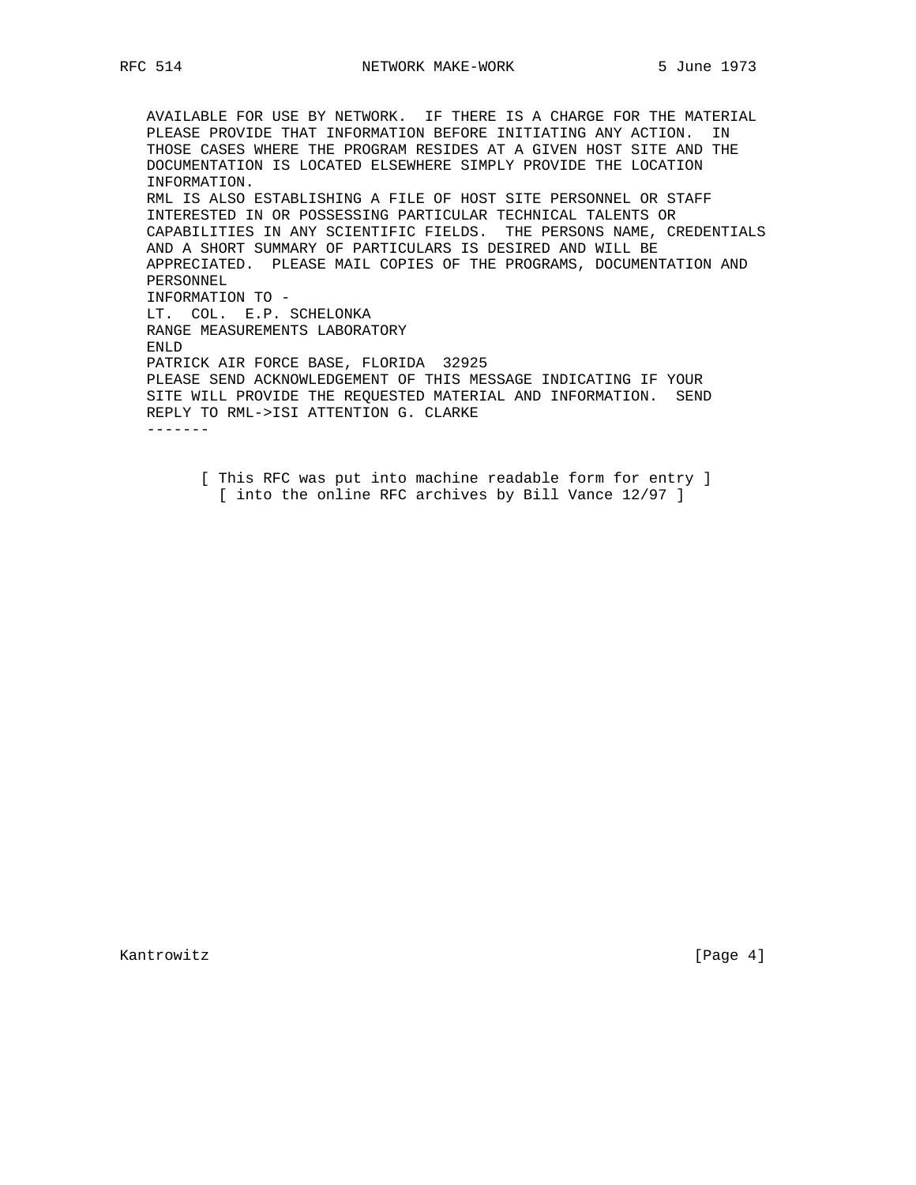AVAILABLE FOR USE BY NETWORK. IF THERE IS A CHARGE FOR THE MATERIAL PLEASE PROVIDE THAT INFORMATION BEFORE INITIATING ANY ACTION. IN THOSE CASES WHERE THE PROGRAM RESIDES AT A GIVEN HOST SITE AND THE DOCUMENTATION IS LOCATED ELSEWHERE SIMPLY PROVIDE THE LOCATION INFORMATION.

RML IS ALSO ESTABLISHING A FILE OF HOST SITE PERSONNEL OR STAFF INTERESTED IN OR POSSESSING PARTICULAR TECHNICAL TALENTS OR CAPABILITIES IN ANY SCIENTIFIC FIELDS. THE PERSONS NAME, CREDENTIALS AND A SHORT SUMMARY OF PARTICULARS IS DESIRED AND WILL BE APPRECIATED. PLEASE MAIL COPIES OF THE PROGRAMS, DOCUMENTATION AND PERSONNEL
INFORMATION TO -

LT. COL. E.P. SCHELONKA
RANGE MEASUREMENTS LABORATORY
ENLD
PATRICK AIR FORCE BASE, FLORIDA 32925

PLEASE SEND ACKNOWLEDGEMENT OF THIS MESSAGE INDICATING IF YOUR SITE WILL PROVIDE THE REQUESTED MATERIAL AND INFORMATION. SEND REPLY TO RML->ISI ATTENTION G. CLARKE

-------

[ This RFC was put into machine readable form for entry ]
[ into the online RFC archives by Bill Vance 12/97 ]